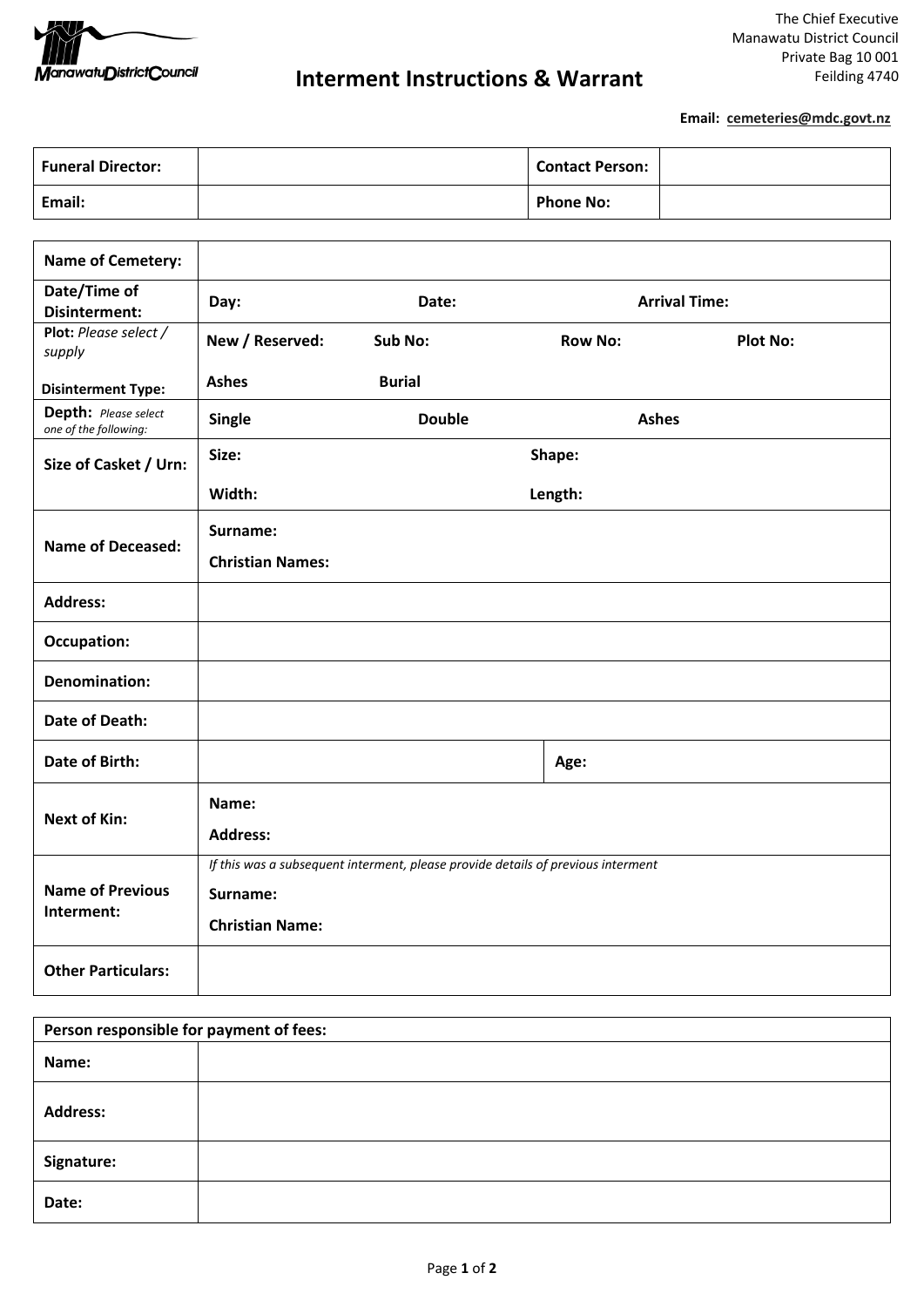Manawatu District Council

# Interment Instructions & Warrant

The Chief Executive
Manawatu District Council
Private Bag 10 001
Feilding 4740

**Email: cemeteries@mdc.govt.nz**

| **Funeral Director:** | | **Contact Person:** | |
|---|---|---|---|
| **Email:** | | **Phone No:** | |

| | |
|---|---|
| **Name of Cemetery:** | |
| **Date/Time of Disinterment:** | **Day:** **Date:** **Arrival Time:** |
| **Plot:** *Please select / supply* | **New / Reserved:** **Sub No:** **Row No:** **Plot No:** |
| **Disinterment Type:** | **Ashes** **Burial** |
| **Depth:** *Please select one of the following:* | **Single** **Double** **Ashes** |
| **Size of Casket / Urn:** | **Size:** **Shape:** <br> **Width:** **Length:** |
| **Name of Deceased:** | **Surname:** <br> **Christian Names:** |
| **Address:** | |
| **Occupation:** | |
| **Denomination:** | |
| **Date of Death:** | |
| **Date of Birth:** | **Age:** |
| **Next of Kin:** | **Name:** <br> **Address:** |
| **Name of Previous Interment:** | *If this was a subsequent interment, please provide details of previous interment* <br> **Surname:** <br> **Christian Name:** |
| **Other Particulars:** | |

| **Person responsible for payment of fees:** | |
|---|---|
| **Name:** | |
| **Address:** | |
| **Signature:** | |
| **Date:** | |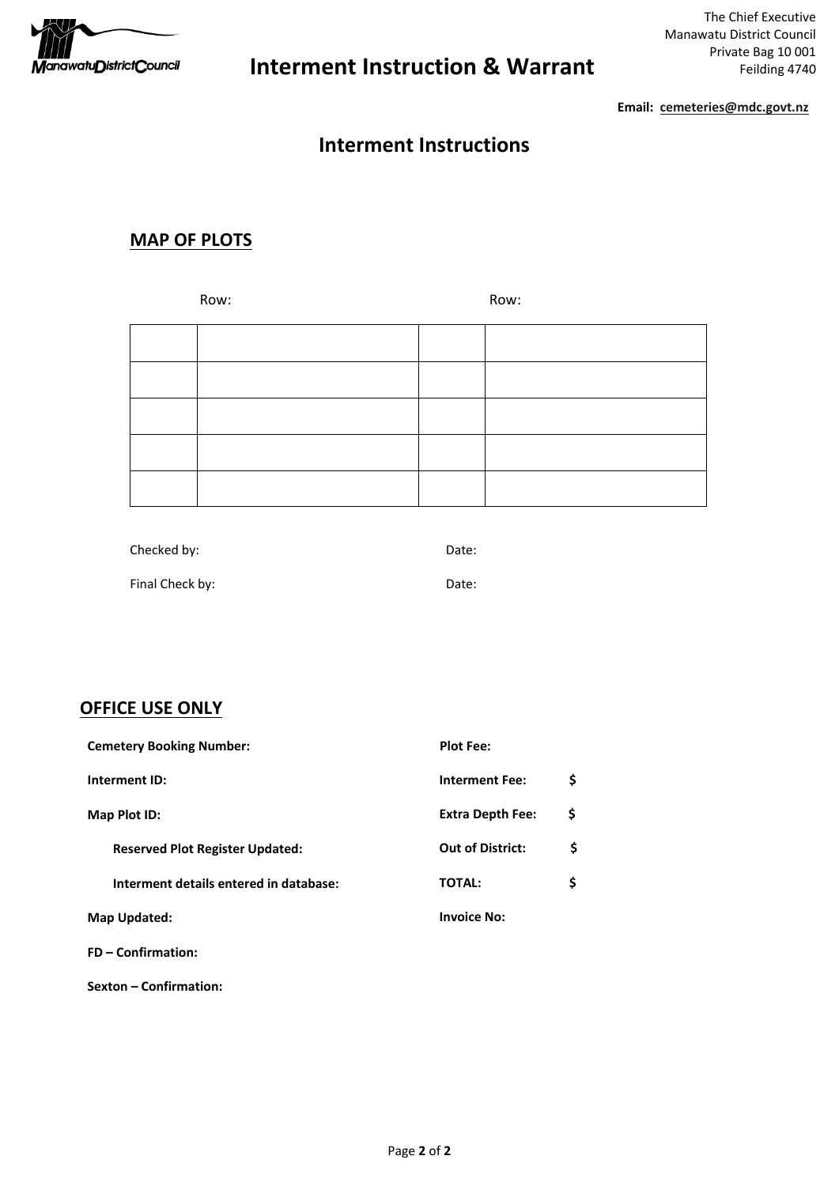The Chief Executive
Manawatu District Council
Private Bag 10 001
Feilding 4740

# Interment Instruction & Warrant

**Email: cemeteries@mdc.govt.nz**

## Interment Instructions

### MAP OF PLOTS

| Row: | | Row: | |
|---|---|---|---|
| | | | |
| | | | |
| | | | |
| | | | |
| | | | |

Checked by: Date:

Final Check by: Date:

### OFFICE USE ONLY

| | | | |
|---|---|---|---|
| **Cemetery Booking Number:** | | **Plot Fee:** | |
| **Interment ID:** | | **Interment Fee:** | **$** |
| **Map Plot ID:** | | **Extra Depth Fee:** | **$** |
| **Reserved Plot Register Updated:** | | **Out of District:** | **$** |
| **Interment details entered in database:** | | **TOTAL:** | **$** |
| **Map Updated:** | | **Invoice No:** | |
| **FD – Confirmation:** | | | |
| **Sexton – Confirmation:** | | | |